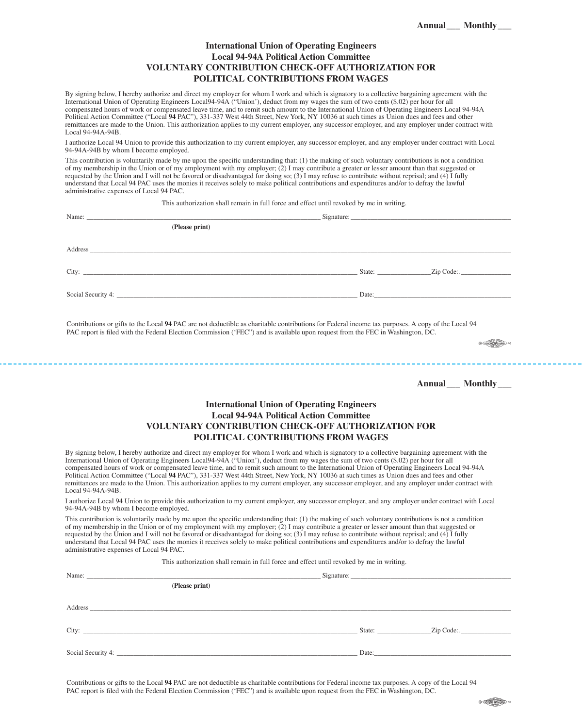**Annual___ Monthly___**

# International Union of Operating Engineers
## Local 94-94A Political Action Committee
## VOLUNTARY CONTRIBUTION CHECK-OFF AUTHORIZATION FOR POLITICAL CONTRIBUTIONS FROM WAGES

By signing below, I hereby authorize and direct my employer for whom I work and which is signatory to a collective bargaining agreement with the International Union of Operating Engineers Local94-94A (“Union”), deduct from my wages the sum of two cents ($.02) per hour for all compensated hours of work or compensated leave time, and to remit such amount to the International Union of Operating Engineers Local 94-94A Political Action Committee (“Local **94** PAC”), 331-337 West 44th Street, New York, NY 10036 at such times as Union dues and fees and other remittances are made to the Union. This authorization applies to my current employer, any successor employer, and any employer under contract with Local 94-94A-94B.

I authorize Local 94 Union to provide this authorization to my current employer, any successor employer, and any employer under contract with Local 94-94A-94B by whom I become employed.

This contribution is voluntarily made by me upon the specific understanding that: (1) the making of such voluntary contributions is not a condition of my membership in the Union or of my employment with my employer; (2) I may contribute a greater or lesser amount than that suggested or requested by the Union and I will not be favored or disadvantaged for doing so; (3) I may refuse to contribute without reprisal; and (4) I fully understand that Local 94 PAC uses the monies it receives solely to make political contributions and expenditures and/or to defray the lawful administrative expenses of Local 94 PAC.

This authorization shall remain in full force and effect until revoked by me in writing.

Name: ______________________________ Signature: ______________________________
**(Please print)**

Address ____________________________________________________________

City: ______________________________ State: ______________ Zip Code:. ______________

Social Security 4: ______________________________ Date: ______________________________

Contributions or gifts to the Local **94** PAC are not deductible as charitable contributions for Federal income tax purposes. A copy of the Local 94 PAC report is filed with the Federal Election Commission (‘FEC”) and is available upon request from the FEC in Washington, DC.

---

**Annual___ Monthly___**

# International Union of Operating Engineers
## Local 94-94A Political Action Committee
## VOLUNTARY CONTRIBUTION CHECK-OFF AUTHORIZATION FOR POLITICAL CONTRIBUTIONS FROM WAGES

By signing below, I hereby authorize and direct my employer for whom I work and which is signatory to a collective bargaining agreement with the International Union of Operating Engineers Local94-94A (“Union”), deduct from my wages the sum of two cents ($.02) per hour for all compensated hours of work or compensated leave time, and to remit such amount to the International Union of Operating Engineers Local 94-94A Political Action Committee (“Local **94** PAC”), 331-337 West 44th Street, New York, NY 10036 at such times as Union dues and fees and other remittances are made to the Union. This authorization applies to my current employer, any successor employer, and any employer under contract with Local 94-94A-94B.

I authorize Local 94 Union to provide this authorization to my current employer, any successor employer, and any employer under contract with Local 94-94A-94B by whom I become employed.

This contribution is voluntarily made by me upon the specific understanding that: (1) the making of such voluntary contributions is not a condition of my membership in the Union or of my employment with my employer; (2) I may contribute a greater or lesser amount than that suggested or requested by the Union and I will not be favored or disadvantaged for doing so; (3) I may refuse to contribute without reprisal; and (4) I fully understand that Local 94 PAC uses the monies it receives solely to make political contributions and expenditures and/or to defray the lawful administrative expenses of Local 94 PAC.

This authorization shall remain in full force and effect until revoked by me in writing.

Name: ______________________________ Signature: ______________________________
**(Please print)**

Address ____________________________________________________________

City: ______________________________ State: ______________ Zip Code:. ______________

Social Security 4: ______________________________ Date: ______________________________

Contributions or gifts to the Local **94** PAC are not deductible as charitable contributions for Federal income tax purposes. A copy of the Local 94 PAC report is filed with the Federal Election Commission (‘FEC”) and is available upon request from the FEC in Washington, DC.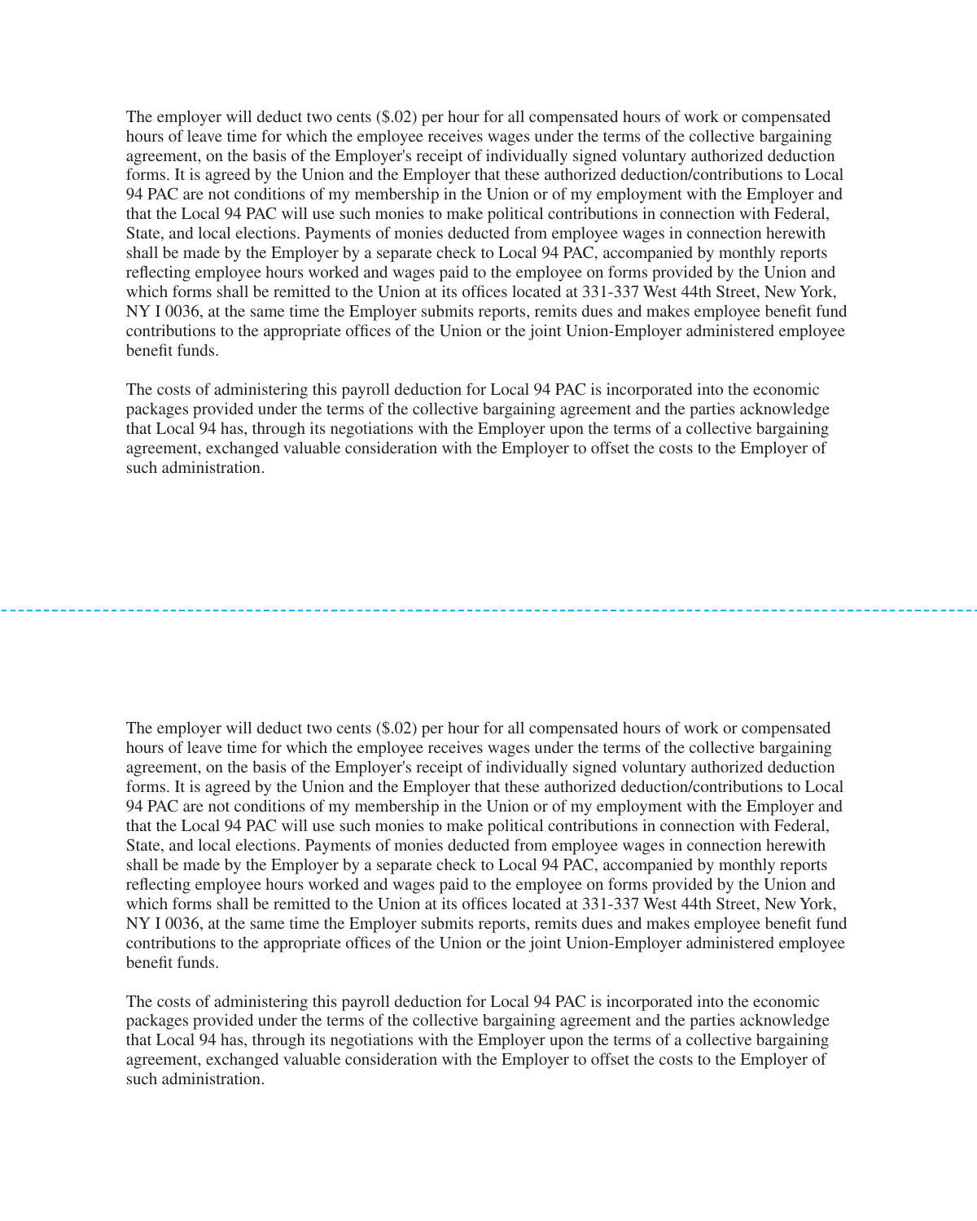The employer will deduct two cents ($.02) per hour for all compensated hours of work or compensated hours of leave time for which the employee receives wages under the terms of the collective bargaining agreement, on the basis of the Employer's receipt of individually signed voluntary authorized deduction forms. It is agreed by the Union and the Employer that these authorized deduction/contributions to Local 94 PAC are not conditions of my membership in the Union or of my employment with the Employer and that the Local 94 PAC will use such monies to make political contributions in connection with Federal, State, and local elections. Payments of monies deducted from employee wages in connection herewith shall be made by the Employer by a separate check to Local 94 PAC, accompanied by monthly reports reflecting employee hours worked and wages paid to the employee on forms provided by the Union and which forms shall be remitted to the Union at its offices located at 331-337 West 44th Street, New York, NY I 0036, at the same time the Employer submits reports, remits dues and makes employee benefit fund contributions to the appropriate offices of the Union or the joint Union-Employer administered employee benefit funds.

The costs of administering this payroll deduction for Local 94 PAC is incorporated into the economic packages provided under the terms of the collective bargaining agreement and the parties acknowledge that Local 94 has, through its negotiations with the Employer upon the terms of a collective bargaining agreement, exchanged valuable consideration with the Employer to offset the costs to the Employer of such administration.

---

The employer will deduct two cents ($.02) per hour for all compensated hours of work or compensated hours of leave time for which the employee receives wages under the terms of the collective bargaining agreement, on the basis of the Employer's receipt of individually signed voluntary authorized deduction forms. It is agreed by the Union and the Employer that these authorized deduction/contributions to Local 94 PAC are not conditions of my membership in the Union or of my employment with the Employer and that the Local 94 PAC will use such monies to make political contributions in connection with Federal, State, and local elections. Payments of monies deducted from employee wages in connection herewith shall be made by the Employer by a separate check to Local 94 PAC, accompanied by monthly reports reflecting employee hours worked and wages paid to the employee on forms provided by the Union and which forms shall be remitted to the Union at its offices located at 331-337 West 44th Street, New York, NY I 0036, at the same time the Employer submits reports, remits dues and makes employee benefit fund contributions to the appropriate offices of the Union or the joint Union-Employer administered employee benefit funds.

The costs of administering this payroll deduction for Local 94 PAC is incorporated into the economic packages provided under the terms of the collective bargaining agreement and the parties acknowledge that Local 94 has, through its negotiations with the Employer upon the terms of a collective bargaining agreement, exchanged valuable consideration with the Employer to offset the costs to the Employer of such administration.